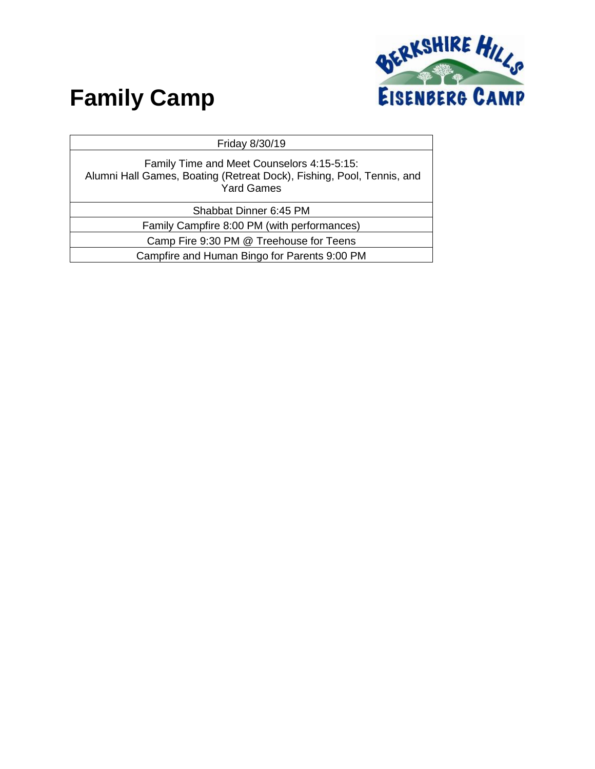# Family Camp

BERKSHIRE HILLS EISENBERG CAMP

| Friday 8/30/19 |
|---|
| Family Time and Meet Counselors 4:15-5:15: Alumni Hall Games, Boating (Retreat Dock), Fishing, Pool, Tennis, and Yard Games |
| Shabbat Dinner 6:45 PM |
| Family Campfire 8:00 PM (with performances) |
| Camp Fire 9:30 PM @ Treehouse for Teens |
| Campfire and Human Bingo for Parents 9:00 PM |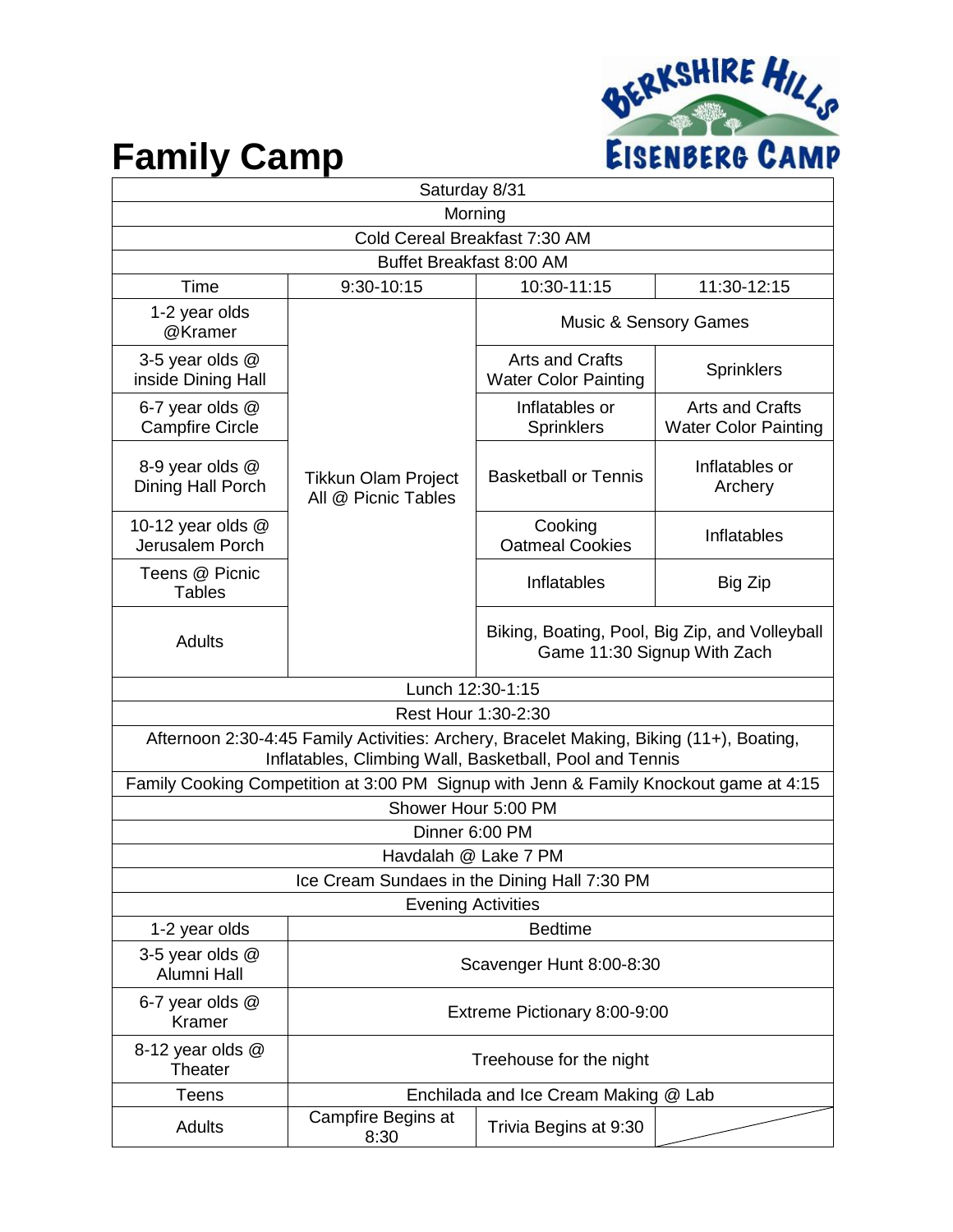# Family Camp

BERKSHIRE HILLS EISENBERG CAMP

| | | | |
|---|---|---|---|
| Saturday 8/31 | | | |
| Morning | | | |
| Cold Cereal Breakfast 7:30 AM | | | |
| Buffet Breakfast 8:00 AM | | | |
| Time | 9:30-10:15 | 10:30-11:15 | 11:30-12:15 |
| 1-2 year olds @Kramer | Tikkun Olam Project All @ Picnic Tables | Music & Sensory Games | |
| 3-5 year olds @ inside Dining Hall | | Arts and Crafts Water Color Painting | Sprinklers |
| 6-7 year olds @ Campfire Circle | | Inflatables or Sprinklers | Arts and Crafts Water Color Painting |
| 8-9 year olds @ Dining Hall Porch | | Basketball or Tennis | Inflatables or Archery |
| 10-12 year olds @ Jerusalem Porch | | Cooking Oatmeal Cookies | Inflatables |
| Teens @ Picnic Tables | | Inflatables | Big Zip |
| Adults | | Biking, Boating, Pool, Big Zip, and Volleyball Game 11:30 Signup With Zach | |
| Lunch 12:30-1:15 | | | |
| Rest Hour 1:30-2:30 | | | |
| Afternoon 2:30-4:45 Family Activities: Archery, Bracelet Making, Biking (11+), Boating, Inflatables, Climbing Wall, Basketball, Pool and Tennis | | | |
| Family Cooking Competition at 3:00 PM Signup with Jenn & Family Knockout game at 4:15 | | | |
| Shower Hour 5:00 PM | | | |
| Dinner 6:00 PM | | | |
| Havdalah @ Lake 7 PM | | | |
| Ice Cream Sundaes in the Dining Hall 7:30 PM | | | |
| Evening Activities | | | |
| 1-2 year olds | Bedtime | | |
| 3-5 year olds @ Alumni Hall | Scavenger Hunt 8:00-8:30 | | |
| 6-7 year olds @ Kramer | Extreme Pictionary 8:00-9:00 | | |
| 8-12 year olds @ Theater | Treehouse for the night | | |
| Teens | Enchilada and Ice Cream Making @ Lab | | |
| Adults | Campfire Begins at 8:30 | Trivia Begins at 9:30 | |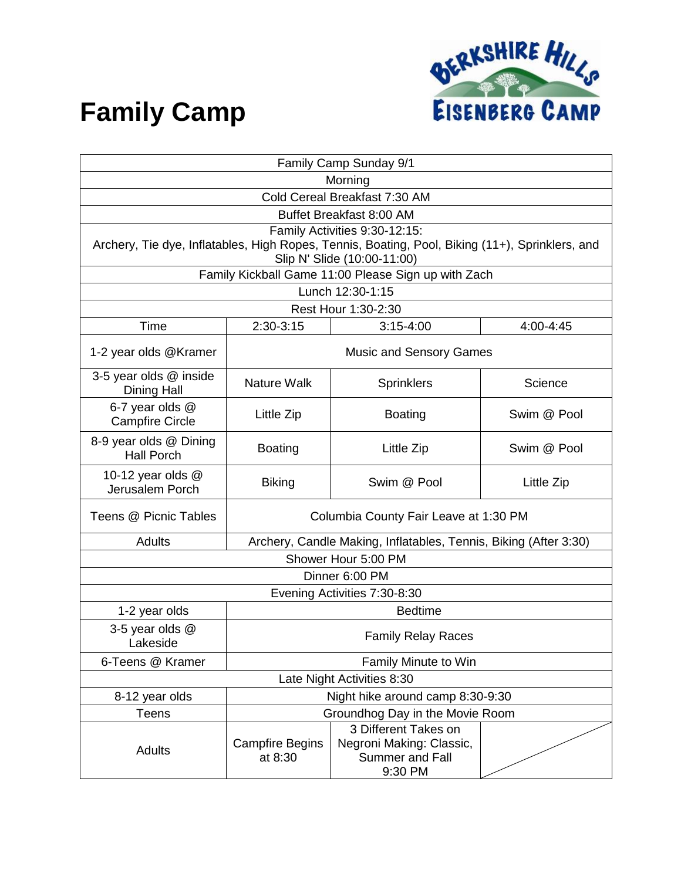# Family Camp

Berkshire Hills Eisenberg Camp

| | | | |
|---|---|---|---|
| Family Camp Sunday 9/1 | | | |
| Morning | | | |
| Cold Cereal Breakfast 7:30 AM | | | |
| Buffet Breakfast 8:00 AM | | | |
| Family Activities 9:30-12:15: Archery, Tie dye, Inflatables, High Ropes, Tennis, Boating, Pool, Biking (11+), Sprinklers, and Slip N' Slide (10:00-11:00) | | | |
| Family Kickball Game 11:00 Please Sign up with Zach | | | |
| Lunch 12:30-1:15 | | | |
| Rest Hour 1:30-2:30 | | | |
| Time | 2:30-3:15 | 3:15-4:00 | 4:00-4:45 |
| 1-2 year olds @Kramer | Music and Sensory Games | | |
| 3-5 year olds @ inside Dining Hall | Nature Walk | Sprinklers | Science |
| 6-7 year olds @ Campfire Circle | Little Zip | Boating | Swim @ Pool |
| 8-9 year olds @ Dining Hall Porch | Boating | Little Zip | Swim @ Pool |
| 10-12 year olds @ Jerusalem Porch | Biking | Swim @ Pool | Little Zip |
| Teens @ Picnic Tables | Columbia County Fair Leave at 1:30 PM | | |
| Adults | Archery, Candle Making, Inflatables, Tennis, Biking (After 3:30) | | |
| Shower Hour 5:00 PM | | | |
| Dinner 6:00 PM | | | |
| Evening Activities 7:30-8:30 | | | |
| 1-2 year olds | Bedtime | | |
| 3-5 year olds @ Lakeside | Family Relay Races | | |
| 6-Teens @ Kramer | Family Minute to Win | | |
| Late Night Activities 8:30 | | | |
| 8-12 year olds | Night hike around camp 8:30-9:30 | | |
| Teens | Groundhog Day in the Movie Room | | |
| Adults | Campfire Begins at 8:30 | 3 Different Takes on Negroni Making: Classic, Summer and Fall 9:30 PM | |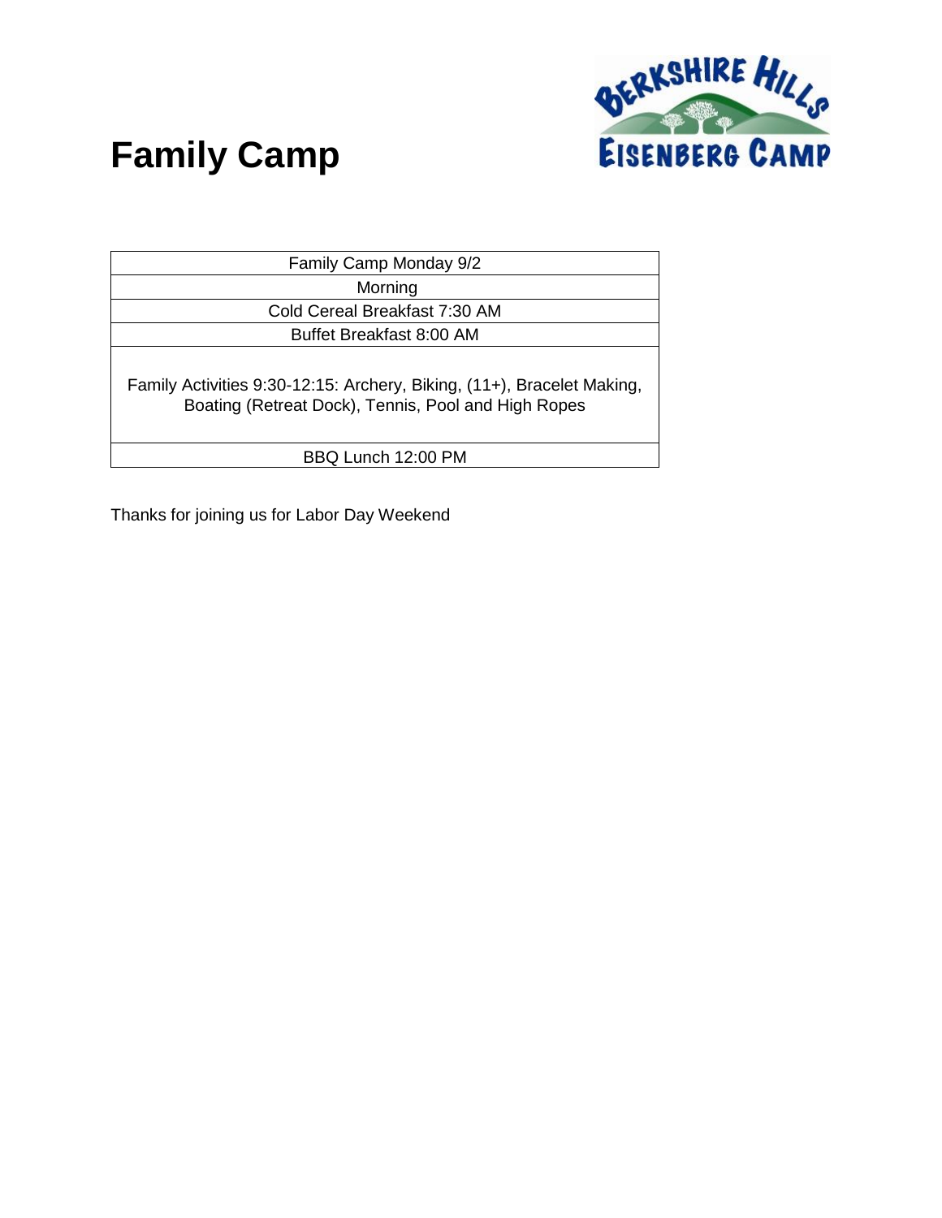# Family Camp

Berkshire Hills Eisenberg Camp

| |
|---|
| Family Camp Monday 9/2 |
| Morning |
| Cold Cereal Breakfast 7:30 AM |
| Buffet Breakfast 8:00 AM |
| Family Activities 9:30-12:15: Archery, Biking, (11+), Bracelet Making, Boating (Retreat Dock), Tennis, Pool and High Ropes |
| BBQ Lunch 12:00 PM |

Thanks for joining us for Labor Day Weekend